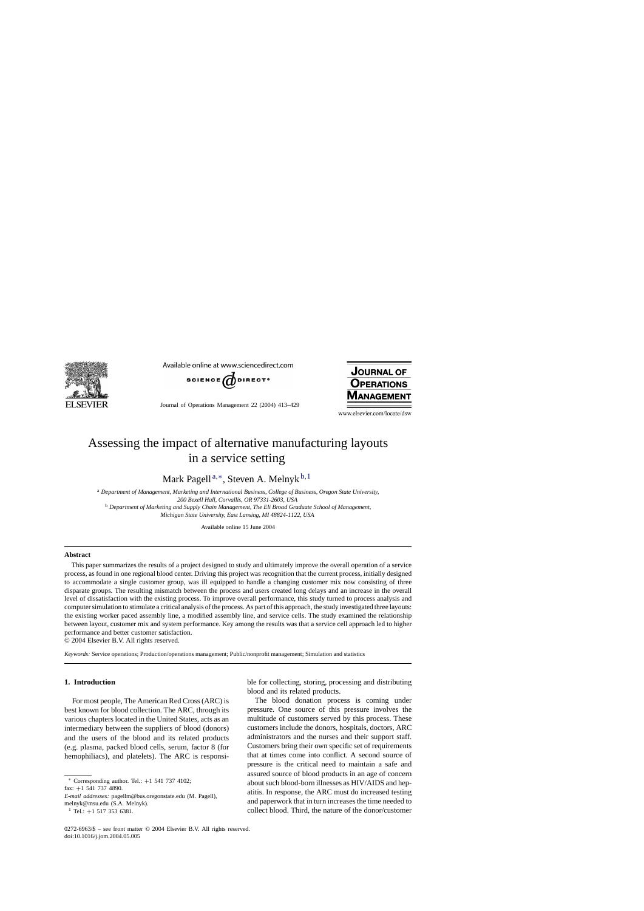# Assessing the impact of alternative manufacturing layouts in a service setting

Mark Pagell[a,*], Steven A. Melnyk[b,1]

[a] *Department of Management, Marketing and International Business, College of Business, Oregon State University, 200 Bexell Hall, Corvallis, OR 97331-2603, USA*

[b] *Department of Marketing and Supply Chain Management, The Eli Broad Graduate School of Management, Michigan State University, East Lansing, MI 48824-1122, USA*

Available online 15 June 2004

## Abstract

This paper summarizes the results of a project designed to study and ultimately improve the overall operation of a service process, as found in one regional blood center. Driving this project was recognition that the current process, initially designed to accommodate a single customer group, was ill equipped to handle a changing customer mix now consisting of three disparate groups. The resulting mismatch between the process and users created long delays and an increase in the overall level of dissatisfaction with the existing process. To improve overall performance, this study turned to process analysis and computer simulation to stimulate a critical analysis of the process. As part of this approach, the study investigated three layouts: the existing worker paced assembly line, a modified assembly line, and service cells. The study examined the relationship between layout, customer mix and system performance. Key among the results was that a service cell approach led to higher performance and better customer satisfaction.

© 2004 Elsevier B.V. All rights reserved.

*Keywords:* Service operations; Production/operations management; Public/nonprofit management; Simulation and statistics

## 1. Introduction

For most people, The American Red Cross (ARC) is best known for blood collection. The ARC, through its various chapters located in the United States, acts as an intermediary between the suppliers of blood (donors) and the users of the blood and its related products (e.g. plasma, packed blood cells, serum, factor 8 (for hemophiliacs), and platelets). The ARC is responsible for collecting, storing, processing and distributing blood and its related products.

The blood donation process is coming under pressure. One source of this pressure involves the multitude of customers served by this process. These customers include the donors, hospitals, doctors, ARC administrators and the nurses and their support staff. Customers bring their own specific set of requirements that at times come into conflict. A second source of pressure is the critical need to maintain a safe and assured source of blood products in an age of concern about such blood-born illnesses as HIV/AIDS and hepatitis. In response, the ARC must do increased testing and paperwork that in turn increases the time needed to collect blood. Third, the nature of the donor/customer

---

* Corresponding author. Tel.: +1 541 737 4102; fax: +1 541 737 4890.

*E-mail addresses:* pagellm@bus.oregonstate.edu (M. Pagell), melnyk@msu.edu (S.A. Melnyk).

[1] Tel.: +1 517 353 6381.

0272-6963/$ – see front matter © 2004 Elsevier B.V. All rights reserved.
doi:10.1016/j.jom.2004.05.005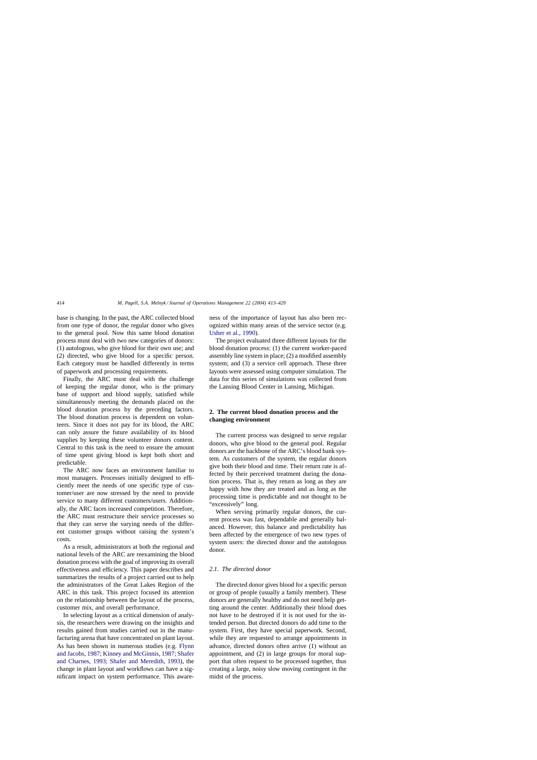base is changing. In the past, the ARC collected blood from one type of donor, the regular donor who gives to the general pool. Now this same blood donation process must deal with two new categories of donors: (1) autologous, who give blood for their own use; and (2) directed, who give blood for a specific person. Each category must be handled differently in terms of paperwork and processing requirements.

Finally, the ARC must deal with the challenge of keeping the regular donor, who is the primary base of support and blood supply, satisfied while simultaneously meeting the demands placed on the blood donation process by the preceding factors. The blood donation process is dependent on volunteers. Since it does not pay for its blood, the ARC can only assure the future availability of its blood supplies by keeping these volunteer donors content. Central to this task is the need to ensure the amount of time spent giving blood is kept both short and predictable.

The ARC now faces an environment familiar to most managers. Processes initially designed to efficiently meet the needs of one specific type of customer/user are now stressed by the need to provide service to many different customers/users. Additionally, the ARC faces increased competition. Therefore, the ARC must restructure their service processes so that they can serve the varying needs of the different customer groups without raising the system's costs.

As a result, administrators at both the regional and national levels of the ARC are reexamining the blood donation process with the goal of improving its overall effectiveness and efficiency. This paper describes and summarizes the results of a project carried out to help the administrators of the Great Lakes Region of the ARC in this task. This project focused its attention on the relationship between the layout of the process, customer mix, and overall performance.

In selecting layout as a critical dimension of analysis, the researchers were drawing on the insights and results gained from studies carried out in the manufacturing arena that have concentrated on plant layout. As has been shown in numerous studies (e.g. Flynn and Jacobs, 1987; Kinney and McGinnis, 1987; Shafer and Charnes, 1993; Shafer and Meredith, 1993), the change in plant layout and workflows can have a significant impact on system performance. This awareness of the importance of layout has also been recognized within many areas of the service sector (e.g. Usher et al., 1990).

The project evaluated three different layouts for the blood donation process: (1) the current worker-paced assembly line system in place; (2) a modified assembly system; and (3) a service cell approach. These three layouts were assessed using computer simulation. The data for this series of simulations was collected from the Lansing Blood Center in Lansing, Michigan.

## 2. The current blood donation process and the changing environment

The current process was designed to serve regular donors, who give blood to the general pool. Regular donors are the backbone of the ARC's blood bank system. As customers of the system, the regular donors give both their blood and time. Their return rate is affected by their perceived treatment during the donation process. That is, they return as long as they are happy with how they are treated and as long as the processing time is predictable and not thought to be "excessively" long.

When serving primarily regular donors, the current process was fast, dependable and generally balanced. However, this balance and predictability has been affected by the emergence of two new types of system users: the directed donor and the autologous donor.

### 2.1. The directed donor

The directed donor gives blood for a specific person or group of people (usually a family member). These donors are generally healthy and do not need help getting around the center. Additionally their blood does not have to be destroyed if it is not used for the intended person. But directed donors do add time to the system. First, they have special paperwork. Second, while they are requested to arrange appointments in advance, directed donors often arrive (1) without an appointment, and (2) in large groups for moral support that often request to be processed together, thus creating a large, noisy slow moving contingent in the midst of the process.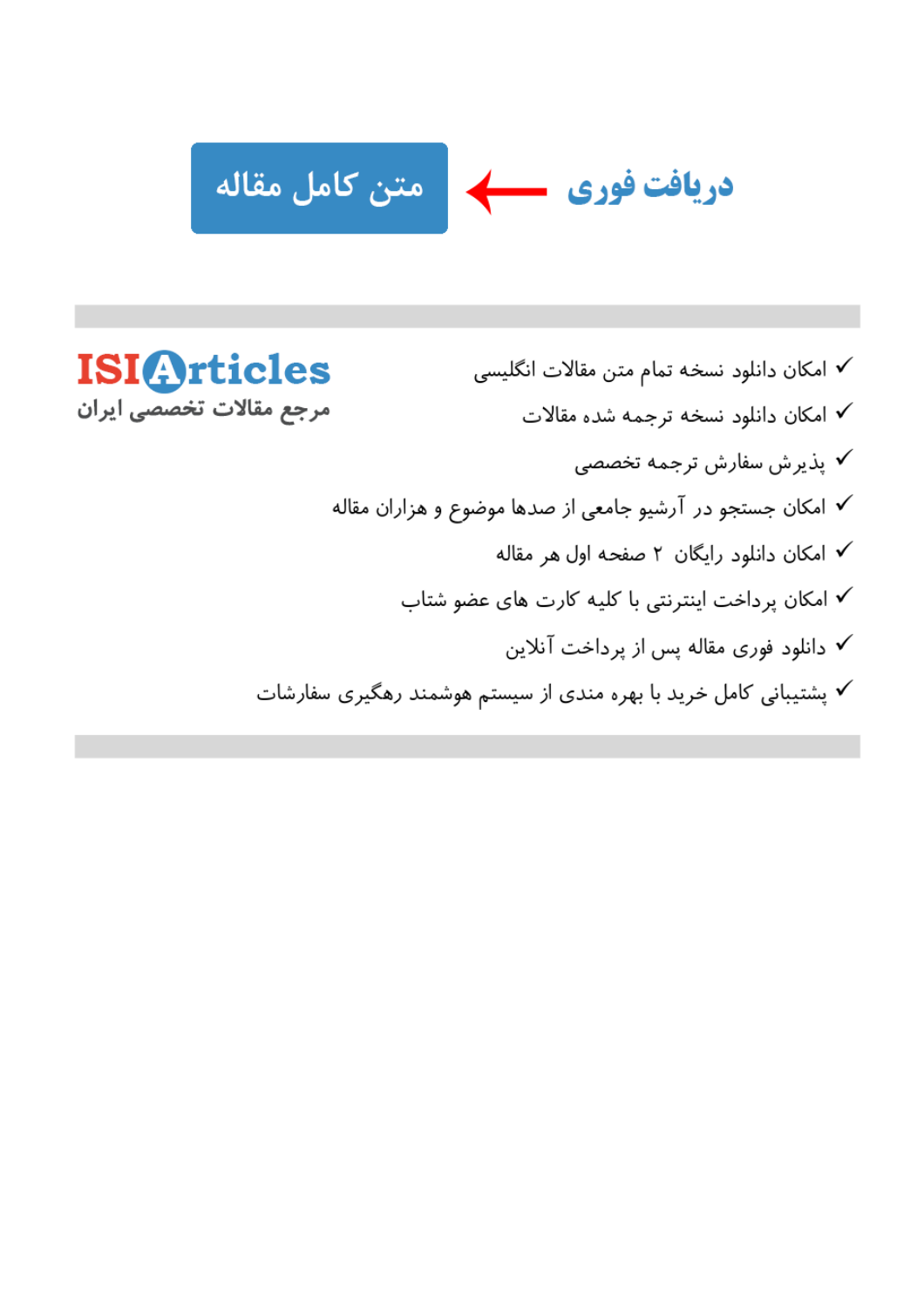دریافت فوری ← متن کامل مقاله

**ISIArticles**

مرجع مقالات تخصصی ایران

- ✓ امکان دانلود نسخه تمام متن مقالات انگلیسی
- ✓ امکان دانلود نسخه ترجمه شده مقالات
- ✓ پذیرش سفارش ترجمه تخصصی
- ✓ امکان جستجو در آرشیو جامعی از صدها موضوع و هزاران مقاله
- ✓ امکان دانلود رایگان ۲ صفحه اول هر مقاله
- ✓ امکان پرداخت اینترنتی با کلیه کارت های عضو شتاب
- ✓ دانلود فوری مقاله پس از پرداخت آنلاین
- ✓ پشتیبانی کامل خرید با بهره مندی از سیستم هوشمند رهگیری سفارشات